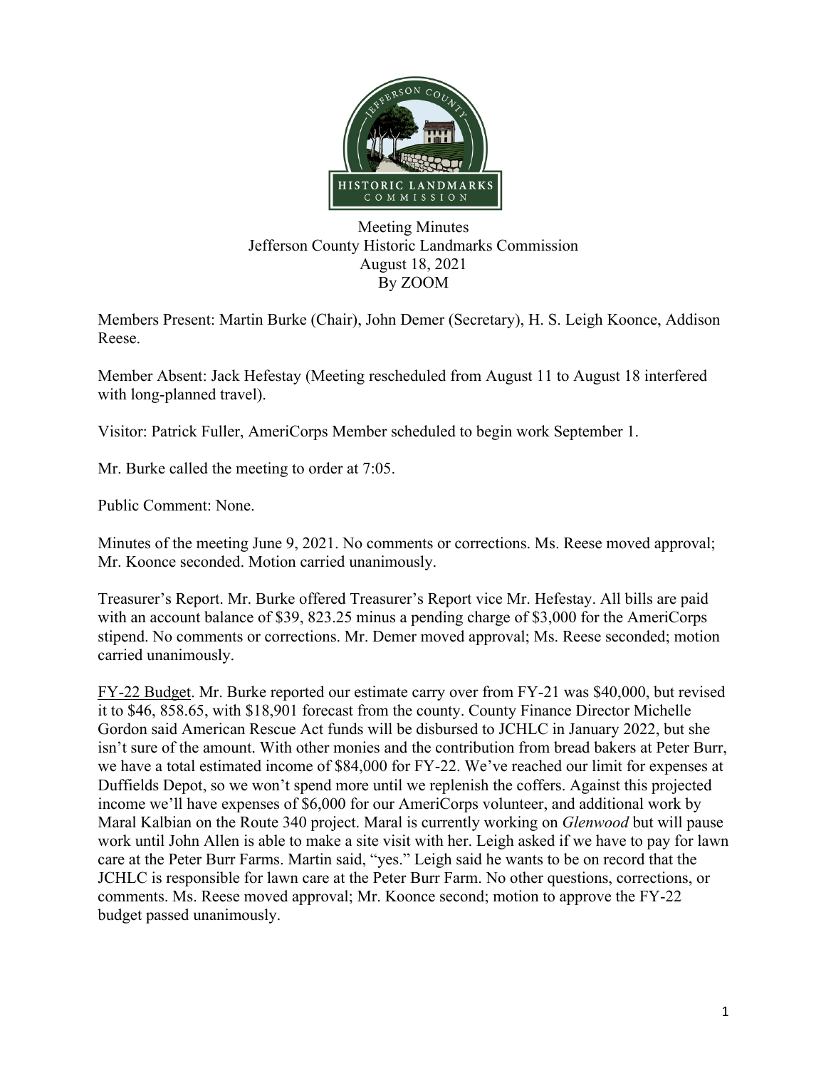Meeting Minutes
Jefferson County Historic Landmarks Commission
August 18, 2021
By ZOOM

Members Present: Martin Burke (Chair), John Demer (Secretary), H. S. Leigh Koonce, Addison Reese.

Member Absent: Jack Hefestay (Meeting rescheduled from August 11 to August 18 interfered with long-planned travel).

Visitor: Patrick Fuller, AmeriCorps Member scheduled to begin work September 1.

Mr. Burke called the meeting to order at 7:05.

Public Comment: None.

Minutes of the meeting June 9, 2021. No comments or corrections. Ms. Reese moved approval; Mr. Koonce seconded. Motion carried unanimously.

Treasurer's Report. Mr. Burke offered Treasurer's Report vice Mr. Hefestay. All bills are paid with an account balance of $39, 823.25 minus a pending charge of $3,000 for the AmeriCorps stipend. No comments or corrections. Mr. Demer moved approval; Ms. Reese seconded; motion carried unanimously.

<u>FY-22 Budget</u>. Mr. Burke reported our estimate carry over from FY-21 was $40,000, but revised it to $46, 858.65, with $18,901 forecast from the county. County Finance Director Michelle Gordon said American Rescue Act funds will be disbursed to JCHLC in January 2022, but she isn't sure of the amount. With other monies and the contribution from bread bakers at Peter Burr, we have a total estimated income of $84,000 for FY-22. We've reached our limit for expenses at Duffields Depot, so we won't spend more until we replenish the coffers. Against this projected income we'll have expenses of $6,000 for our AmeriCorps volunteer, and additional work by Maral Kalbian on the Route 340 project. Maral is currently working on *Glenwood* but will pause work until John Allen is able to make a site visit with her. Leigh asked if we have to pay for lawn care at the Peter Burr Farms. Martin said, "yes." Leigh said he wants to be on record that the JCHLC is responsible for lawn care at the Peter Burr Farm. No other questions, corrections, or comments. Ms. Reese moved approval; Mr. Koonce second; motion to approve the FY-22 budget passed unanimously.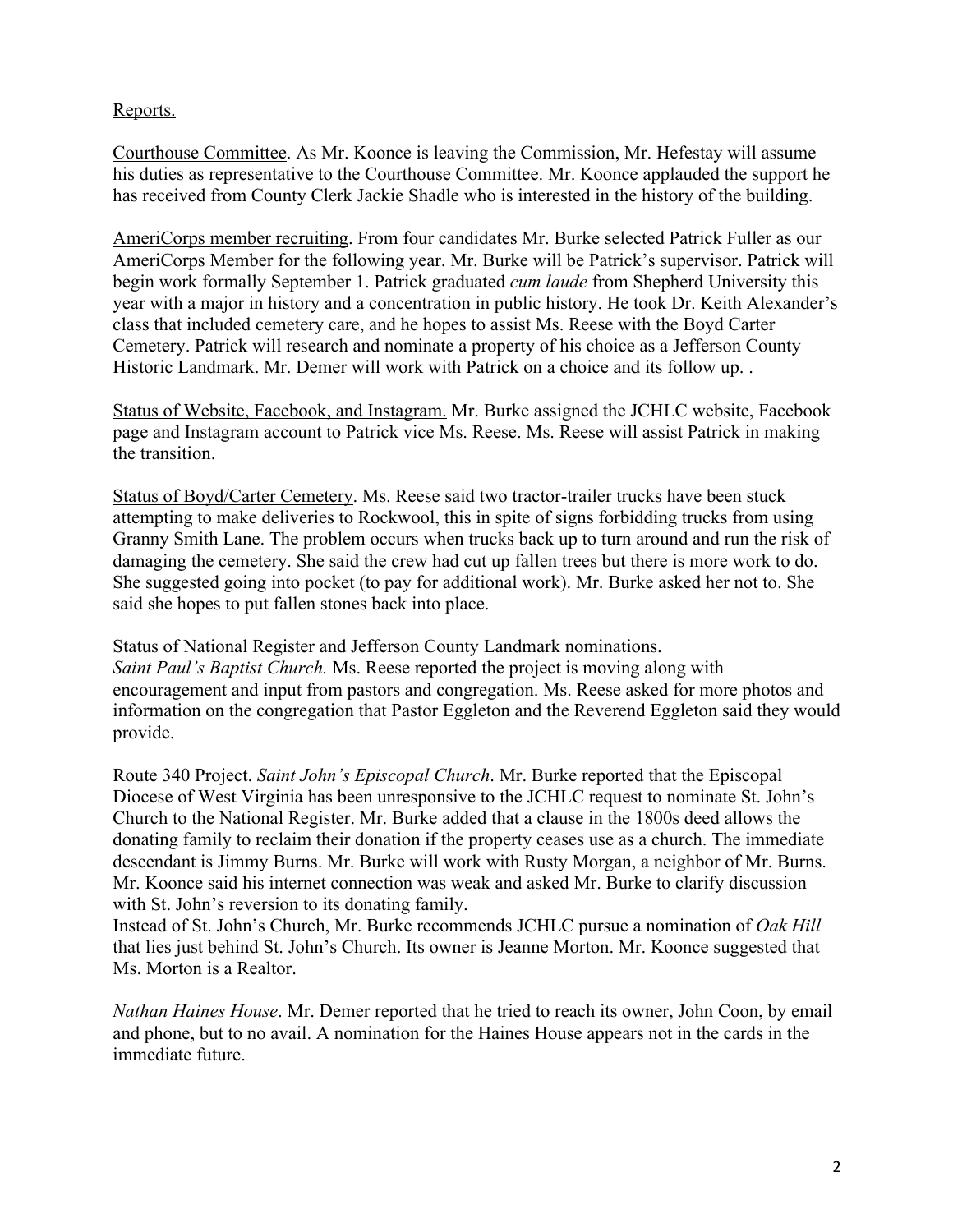Reports.

Courthouse Committee. As Mr. Koonce is leaving the Commission, Mr. Hefestay will assume his duties as representative to the Courthouse Committee. Mr. Koonce applauded the support he has received from County Clerk Jackie Shadle who is interested in the history of the building.

AmeriCorps member recruiting. From four candidates Mr. Burke selected Patrick Fuller as our AmeriCorps Member for the following year. Mr. Burke will be Patrick's supervisor. Patrick will begin work formally September 1. Patrick graduated *cum laude* from Shepherd University this year with a major in history and a concentration in public history. He took Dr. Keith Alexander's class that included cemetery care, and he hopes to assist Ms. Reese with the Boyd Carter Cemetery. Patrick will research and nominate a property of his choice as a Jefferson County Historic Landmark. Mr. Demer will work with Patrick on a choice and its follow up. .

Status of Website, Facebook, and Instagram. Mr. Burke assigned the JCHLC website, Facebook page and Instagram account to Patrick vice Ms. Reese. Ms. Reese will assist Patrick in making the transition.

Status of Boyd/Carter Cemetery. Ms. Reese said two tractor-trailer trucks have been stuck attempting to make deliveries to Rockwool, this in spite of signs forbidding trucks from using Granny Smith Lane. The problem occurs when trucks back up to turn around and run the risk of damaging the cemetery. She said the crew had cut up fallen trees but there is more work to do. She suggested going into pocket (to pay for additional work). Mr. Burke asked her not to. She said she hopes to put fallen stones back into place.

Status of National Register and Jefferson County Landmark nominations.
*Saint Paul's Baptist Church.* Ms. Reese reported the project is moving along with encouragement and input from pastors and congregation. Ms. Reese asked for more photos and information on the congregation that Pastor Eggleton and the Reverend Eggleton said they would provide.

Route 340 Project. *Saint John's Episcopal Church*. Mr. Burke reported that the Episcopal Diocese of West Virginia has been unresponsive to the JCHLC request to nominate St. John's Church to the National Register. Mr. Burke added that a clause in the 1800s deed allows the donating family to reclaim their donation if the property ceases use as a church. The immediate descendant is Jimmy Burns. Mr. Burke will work with Rusty Morgan, a neighbor of Mr. Burns. Mr. Koonce said his internet connection was weak and asked Mr. Burke to clarify discussion with St. John's reversion to its donating family.
Instead of St. John's Church, Mr. Burke recommends JCHLC pursue a nomination of *Oak Hill* that lies just behind St. John's Church. Its owner is Jeanne Morton. Mr. Koonce suggested that Ms. Morton is a Realtor.

*Nathan Haines House*. Mr. Demer reported that he tried to reach its owner, John Coon, by email and phone, but to no avail. A nomination for the Haines House appears not in the cards in the immediate future.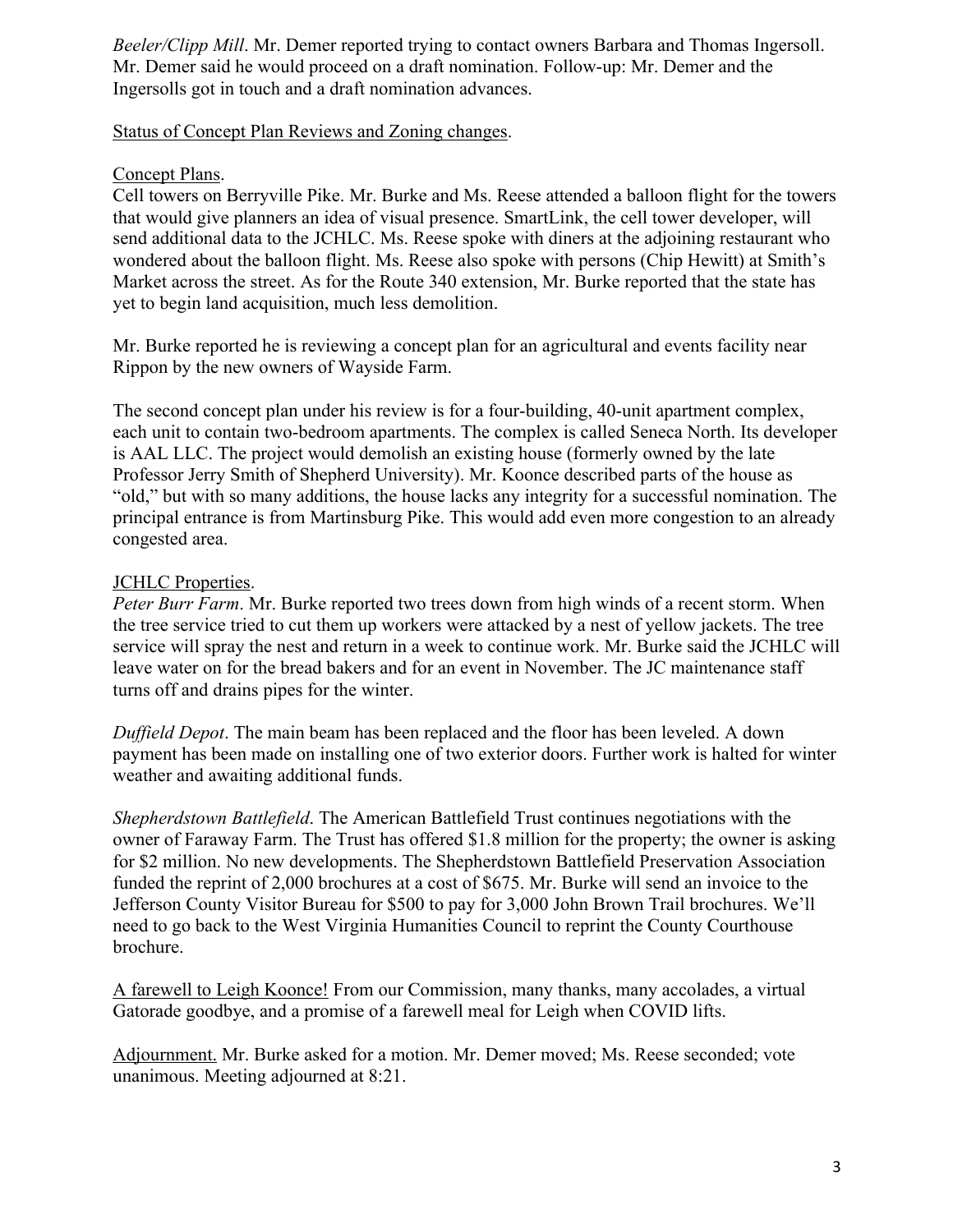*Beeler/Clipp Mill*. Mr. Demer reported trying to contact owners Barbara and Thomas Ingersoll. Mr. Demer said he would proceed on a draft nomination. Follow-up: Mr. Demer and the Ingersolls got in touch and a draft nomination advances.

<u>Status of Concept Plan Reviews and Zoning changes</u>.

<u>Concept Plans</u>.
Cell towers on Berryville Pike. Mr. Burke and Ms. Reese attended a balloon flight for the towers that would give planners an idea of visual presence. SmartLink, the cell tower developer, will send additional data to the JCHLC. Ms. Reese spoke with diners at the adjoining restaurant who wondered about the balloon flight. Ms. Reese also spoke with persons (Chip Hewitt) at Smith's Market across the street. As for the Route 340 extension, Mr. Burke reported that the state has yet to begin land acquisition, much less demolition.

Mr. Burke reported he is reviewing a concept plan for an agricultural and events facility near Rippon by the new owners of Wayside Farm.

The second concept plan under his review is for a four-building, 40-unit apartment complex, each unit to contain two-bedroom apartments. The complex is called Seneca North. Its developer is AAL LLC. The project would demolish an existing house (formerly owned by the late Professor Jerry Smith of Shepherd University). Mr. Koonce described parts of the house as "old," but with so many additions, the house lacks any integrity for a successful nomination. The principal entrance is from Martinsburg Pike. This would add even more congestion to an already congested area.

<u>JCHLC Properties</u>.
*Peter Burr Farm*. Mr. Burke reported two trees down from high winds of a recent storm. When the tree service tried to cut them up workers were attacked by a nest of yellow jackets. The tree service will spray the nest and return in a week to continue work. Mr. Burke said the JCHLC will leave water on for the bread bakers and for an event in November. The JC maintenance staff turns off and drains pipes for the winter.

*Duffield Depot*. The main beam has been replaced and the floor has been leveled. A down payment has been made on installing one of two exterior doors. Further work is halted for winter weather and awaiting additional funds.

*Shepherdstown Battlefield*. The American Battlefield Trust continues negotiations with the owner of Faraway Farm. The Trust has offered $1.8 million for the property; the owner is asking for $2 million. No new developments. The Shepherdstown Battlefield Preservation Association funded the reprint of 2,000 brochures at a cost of $675. Mr. Burke will send an invoice to the Jefferson County Visitor Bureau for $500 to pay for 3,000 John Brown Trail brochures. We'll need to go back to the West Virginia Humanities Council to reprint the County Courthouse brochure.

<u>A farewell to Leigh Koonce!</u> From our Commission, many thanks, many accolades, a virtual Gatorade goodbye, and a promise of a farewell meal for Leigh when COVID lifts.

<u>Adjournment.</u> Mr. Burke asked for a motion. Mr. Demer moved; Ms. Reese seconded; vote unanimous. Meeting adjourned at 8:21.